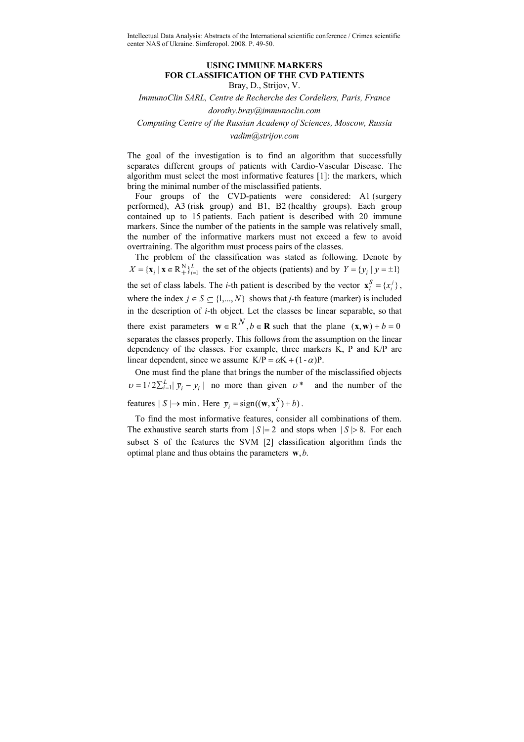Intellectual Data Analysis: Abstracts of the International scientific conference / Crimea scientific center NAS of Ukraine. Simferopol. 2008. P. 49-50.

# USING IMMUNE MARKERS FOR CLASSIFICATION OF THE CVD PATIENTS

Bray, D., Strijov, V.

*ImmunoClin SARL, Centre de Recherche des Cordeliers, Paris, France*

*dorothy.bray@immunoclin.com*

*Computing Centre of the Russian Academy of Sciences, Moscow, Russia*

*vadim@strijov.com*

The goal of the investigation is to find an algorithm that successfully separates different groups of patients with Cardio-Vascular Disease. The algorithm must select the most informative features [1]: the markers, which bring the minimal number of the misclassified patients.

Four groups of the CVD-patients were considered: A1 (surgery performed), A3 (risk group) and B1, B2 (healthy groups). Each group contained up to 15 patients. Each patient is described with 20 immune markers. Since the number of the patients in the sample was relatively small, the number of the informative markers must not exceed a few to avoid overtraining. The algorithm must process pairs of the classes.

The problem of the classification was stated as following. Denote by $X = \{\mathbf{x}_i \mid \mathbf{x} \in \mathrm{R}_+^N\}_{i=1}^L$ the set of the objects (patients) and by $Y = \{y_i \mid y = \pm 1\}$ the set of class labels. The *i*-th patient is described by the vector $\mathbf{x}_i^S = \{x_i^j\}$, where the index $j \in S \subseteq \{1,\ldots,N\}$ shows that *j*-th feature (marker) is included in the description of *i*-th object. Let the classes be linear separable, so that there exist parameters $\mathbf{w} \in \mathrm{R}^N, b \in \mathbf{R}$ such that the plane $(\mathbf{x},\mathbf{w}) + b = 0$ separates the classes properly. This follows from the assumption on the linear dependency of the classes. For example, three markers K, P and K/P are linear dependent, since we assume $\mathrm{K/P} = \alpha\mathrm{K} + (1-\alpha)\mathrm{P}$.

One must find the plane that brings the number of the misclassified objects $\upsilon = 1/2\sum_{i=1}^L |\bar{y}_i - y_i|$ no more than given $\upsilon^*$ and the number of the features $|S| \to \min$. Here $\bar{y}_i = \mathrm{sign}((\mathbf{w},\mathbf{x}_i^S) + b)$.

To find the most informative features, consider all combinations of them. The exhaustive search starts from $|S| = 2$ and stops when $|S| > 8$. For each subset S of the features the SVM [2] classification algorithm finds the optimal plane and thus obtains the parameters $\mathbf{w}, b$.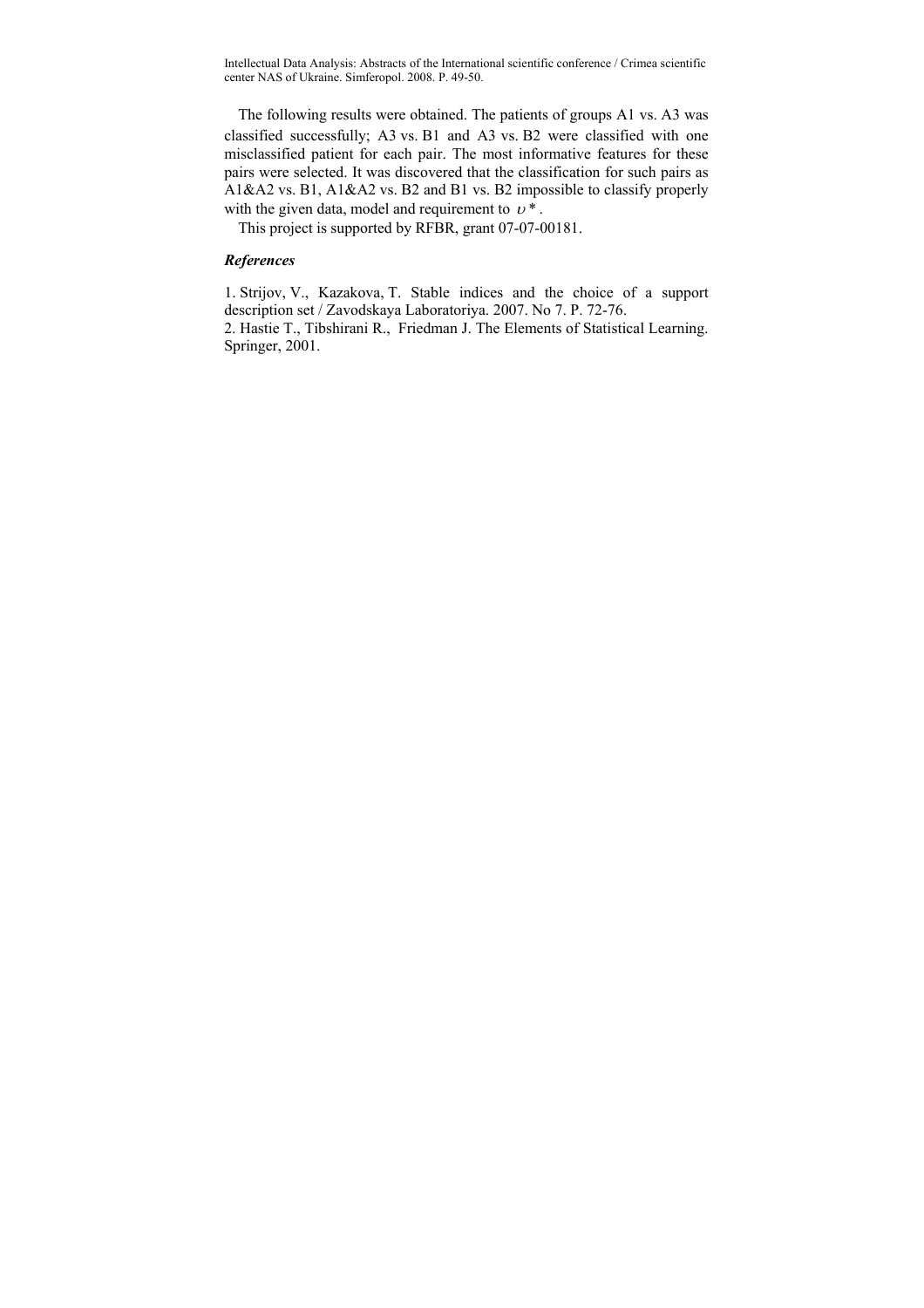The following results were obtained. The patients of groups A1 vs. A3 was classified successfully; A3 vs. B1 and A3 vs. B2 were classified with one misclassified patient for each pair. The most informative features for these pairs were selected. It was discovered that the classification for such pairs as A1&A2 vs. B1, A1&A2 vs. B2 and B1 vs. B2 impossible to classify properly with the given data, model and requirement to $\upsilon^*$.

This project is supported by RFBR, grant 07-07-00181.

***References***

1. Strijov, V., Kazakova, T. Stable indices and the choice of a support description set / Zavodskaya Laboratoriya. 2007. No 7. P. 72-76.
2. Hastie T., Tibshirani R., Friedman J. The Elements of Statistical Learning. Springer, 2001.